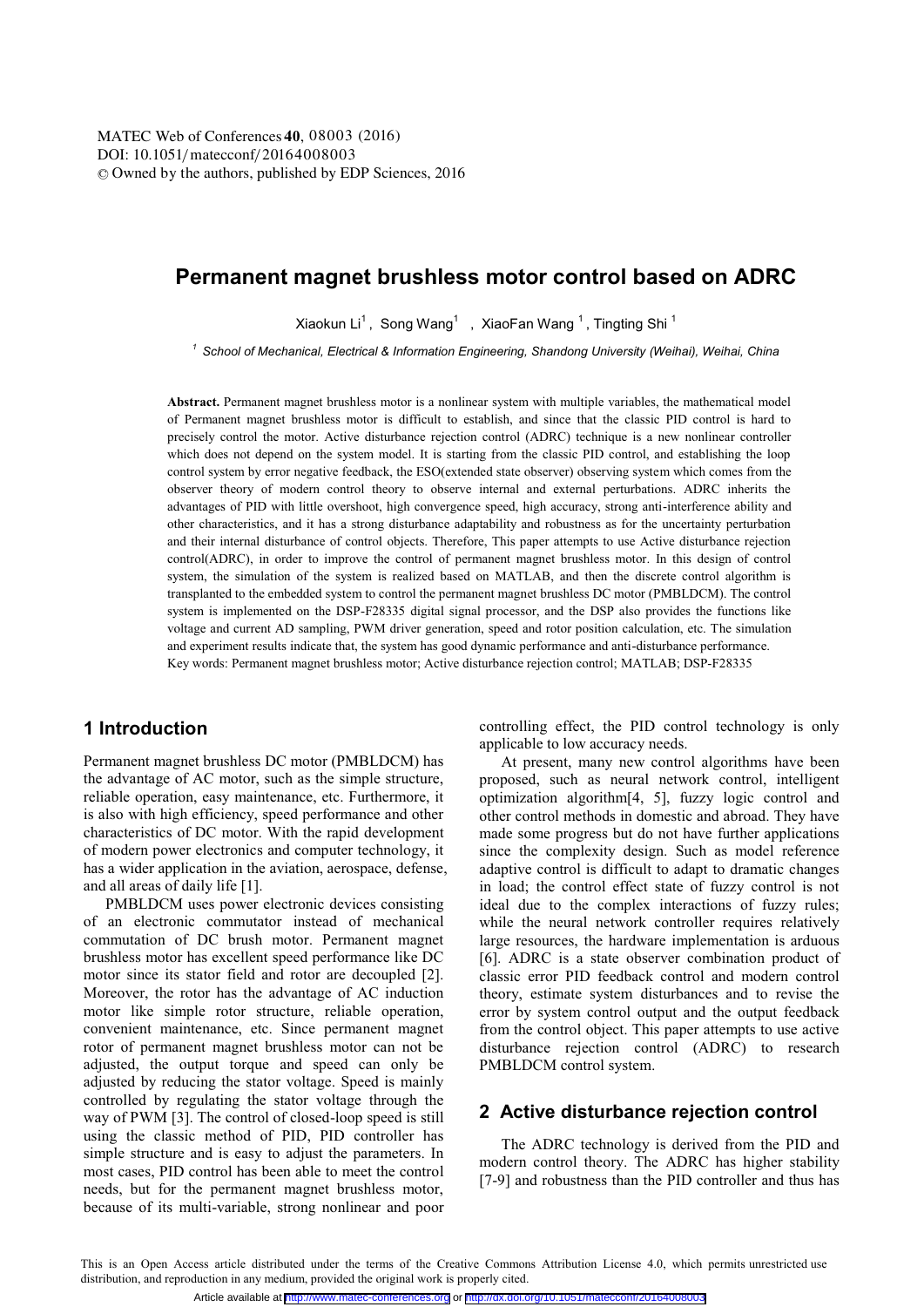# Permanent magnet brushless motor control based on ADRC

Xiaokun Li[1], Song Wang[1], XiaoFan Wang [1], Tingting Shi [1]

[1] *School of Mechanical, Electrical & Information Engineering, Shandong University (Weihai), Weihai, China*

**Abstract.** Permanent magnet brushless motor is a nonlinear system with multiple variables, the mathematical model of Permanent magnet brushless motor is difficult to establish, and since that the classic PID control is hard to precisely control the motor. Active disturbance rejection control (ADRC) technique is a new nonlinear controller which does not depend on the system model. It is starting from the classic PID control, and establishing the loop control system by error negative feedback, the ESO(extended state observer) observing system which comes from the observer theory of modern control theory to observe internal and external perturbations. ADRC inherits the advantages of PID with little overshoot, high convergence speed, high accuracy, strong anti-interference ability and other characteristics, and it has a strong disturbance adaptability and robustness as for the uncertainty perturbation and their internal disturbance of control objects. Therefore, This paper attempts to use Active disturbance rejection control(ADRC), in order to improve the control of permanent magnet brushless motor. In this design of control system, the simulation of the system is realized based on MATLAB, and then the discrete control algorithm is transplanted to the embedded system to control the permanent magnet brushless DC motor (PMBLDCM). The control system is implemented on the DSP-F28335 digital signal processor, and the DSP also provides the functions like voltage and current AD sampling, PWM driver generation, speed and rotor position calculation, etc. The simulation and experiment results indicate that, the system has good dynamic performance and anti-disturbance performance.

Key words: Permanent magnet brushless motor; Active disturbance rejection control; MATLAB; DSP-F28335

## 1 Introduction

Permanent magnet brushless DC motor (PMBLDCM) has the advantage of AC motor, such as the simple structure, reliable operation, easy maintenance, etc. Furthermore, it is also with high efficiency, speed performance and other characteristics of DC motor. With the rapid development of modern power electronics and computer technology, it has a wider application in the aviation, aerospace, defense, and all areas of daily life [1].

PMBLDCM uses power electronic devices consisting of an electronic commutator instead of mechanical commutation of DC brush motor. Permanent magnet brushless motor has excellent speed performance like DC motor since its stator field and rotor are decoupled [2]. Moreover, the rotor has the advantage of AC induction motor like simple rotor structure, reliable operation, convenient maintenance, etc. Since permanent magnet rotor of permanent magnet brushless motor can not be adjusted, the output torque and speed can only be adjusted by reducing the stator voltage. Speed is mainly controlled by regulating the stator voltage through the way of PWM [3]. The control of closed-loop speed is still using the classic method of PID, PID controller has simple structure and is easy to adjust the parameters. In most cases, PID control has been able to meet the control needs, but for the permanent magnet brushless motor, because of its multi-variable, strong nonlinear and poor controlling effect, the PID control technology is only applicable to low accuracy needs.

At present, many new control algorithms have been proposed, such as neural network control, intelligent optimization algorithm[4, 5], fuzzy logic control and other control methods in domestic and abroad. They have made some progress but do not have further applications since the complexity design. Such as model reference adaptive control is difficult to adapt to dramatic changes in load; the control effect state of fuzzy control is not ideal due to the complex interactions of fuzzy rules; while the neural network controller requires relatively large resources, the hardware implementation is arduous [6]. ADRC is a state observer combination product of classic error PID feedback control and modern control theory, estimate system disturbances and to revise the error by system control output and the output feedback from the control object. This paper attempts to use active disturbance rejection control (ADRC) to research PMBLDCM control system.

## 2 Active disturbance rejection control

The ADRC technology is derived from the PID and modern control theory. The ADRC has higher stability [7-9] and robustness than the PID controller and thus has

This is an Open Access article distributed under the terms of the Creative Commons Attribution License 4.0, which permits unrestricted use distribution, and reproduction in any medium, provided the original work is properly cited.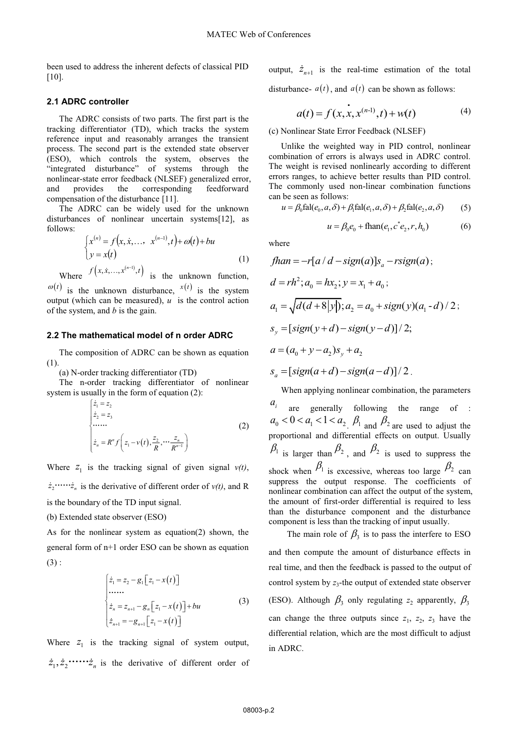been used to address the inherent defects of classical PID [10].

### 2.1 ADRC controller

The ADRC consists of two parts. The first part is the tracking differentiator (TD), which tracks the system reference input and reasonably arranges the transient process. The second part is the extended state observer (ESO), which controls the system, observes the "integrated disturbance" of systems through the nonlinear-state error feedback (NLSEF) generalized error, and provides the corresponding feedforward compensation of the disturbance [11].

The ADRC can be widely used for the unknown disturbances of nonlinear uncertain systems[12], as follows:

$$\begin{cases} x^{(n)} = f\left(x, \dot{x}, \ldots, x^{(n-1)}, t\right) + \omega(t) + bu \\ y = x(t) \end{cases} \tag{1}$$

Where $f\left(x, \dot{x}, \ldots, x^{(n-1)}, t\right)$ is the unknown function, $\omega(t)$ is the unknown disturbance, $x(t)$ is the system output (which can be measured), $u$ is the control action of the system, and $b$ is the gain.

### 2.2 The mathematical model of n order ADRC

The composition of ADRC can be shown as equation (1).

(a) N-order tracking differentiator (TD)

The n-order tracking differentiator of nonlinear system is usually in the form of equation (2):

$$\begin{cases} \dot{z}_1 = z_2 \\ \dot{z}_2 = z_3 \\ \ldots\ldots \\ \dot{z}_n = R^n f\left(z_1 - v(t), \dfrac{z_2}{R}, \cdots \dfrac{z_n}{R^{n-1}}\right) \end{cases} \tag{2}$$

Where $z_1$ is the tracking signal of given signal *v(t)*, $\dot{z}_2 \cdots\cdots \dot{z}_n$ is the derivative of different order of *v(t)*, and R is the boundary of the TD input signal.

(b) Extended state observer (ESO)

As for the nonlinear system as equation(2) shown, the general form of n+1 order ESO can be shown as equation (3) :

$$\begin{cases} \dot{z}_1 = z_2 - g_1\left[z_1 - x(t)\right] \\ \ldots\ldots \\ \dot{z}_n = z_{n+1} - g_n\left[z_1 - x(t)\right] + bu \\ \dot{z}_{n+1} = -g_{n+1}\left[z_1 - x(t)\right] \end{cases} \tag{3}$$

Where $z_1$ is the tracking signal of system output, $\dot{z}_1, \dot{z}_2 \cdots\cdots \dot{z}_n$ is the derivative of different order of output, $\dot{z}_{n+1}$ is the real-time estimation of the total disturbance- $a(t)$, and $a(t)$ can be shown as follows:

$$a(t) = f(x, \dot{x}, x^{(n-1)}, t) + w(t) \tag{4}$$

(c) Nonlinear State Error Feedback (NLSEF)

Unlike the weighted way in PID control, nonlinear combination of errors is always used in ADRC control. The weight is revised nonlinearly according to different errors ranges, to achieve better results than PID control. The commonly used non-linear combination functions can be seen as follows:

$$u = \beta_0 \text{fal}(e_0, a, \delta) + \beta_1 \text{fal}(e_1, a, \delta) + \beta_2 \text{fal}(e_2, a, \delta) \tag{5}$$

$$u = \beta_0 e_0 + \text{fhan}(e_1, c^* e_2, r, h_0) \tag{6}$$

where

$fhan = -r[a/d - sign(a)]s_a - rsign(a)$;

$d = rh^2; a_0 = hx_2; y = x_1 + a_0$;

$a_1 = \sqrt{d(d + 8|y|)}; a_2 = a_0 + sign(y)(a_1 - d)/2$;

$s_y = [sign(y + d) - sign(y - d)]/2;$

$a = (a_0 + y - a_2)s_y + a_2$

$s_a = [sign(a + d) - sign(a - d)]/2$.

When applying nonlinear combination, the parameters $a_i$ are generally following the range of : $a_0 < 0 < a_1 < 1 < a_2$. $\beta_1$ and $\beta_2$ are used to adjust the proportional and differential effects on output. Usually $\beta_1$ is larger than $\beta_2$, and $\beta_2$ is used to suppress the shock when $\beta_1$ is excessive, whereas too large $\beta_2$ can suppress the output response. The coefficients of nonlinear combination can affect the output of the system, the amount of first-order differential is required to less than the disturbance component and the disturbance component is less than the tracking of input usually.

The main role of $\beta_3$ is to pass the interfere to ESO and then compute the amount of disturbance effects in real time, and then the feedback is passed to the output of control system by $z_3$-the output of extended state observer (ESO). Although $\beta_3$ only regulating $z_2$ apparently, $\beta_3$ can change the three outputs since $z_1$, $z_2$, $z_3$ have the differential relation, which are the most difficult to adjust in ADRC.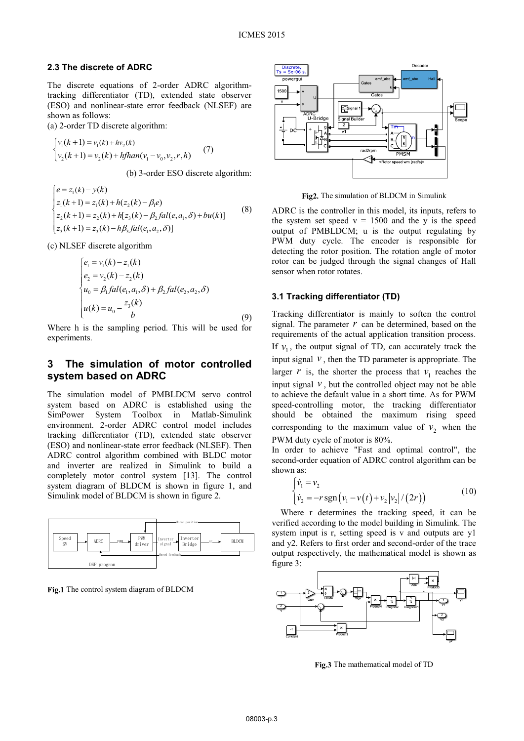### 2.3 The discrete of ADRC

The discrete equations of 2-order ADRC algorithm-tracking differentiator (TD), extended state observer (ESO) and nonlinear-state error feedback (NLSEF) are shown as follows:

(a) 2-order TD discrete algorithm:

$$\begin{cases} v_1(k+1) = v_1(k) + hv_2(k) \\ v_2(k+1) = v_2(k) + hfhan(v_1 - v_0, v_2, r, h) \end{cases} \tag{7}$$

(b) 3-order ESO discrete algorithm:

$$\begin{cases} e = z_1(k) - y(k) \\ z_1(k+1) = z_1(k) + h(z_2(k) - \beta_1 e) \\ z_2(k+1) = z_2(k) + h[z_3(k) - \beta_2 fal(e, a_1, \delta) + bu(k)] \\ z_3(k+1) = z_3(k) - h\beta_3 fal(e_1, a_2, \delta)] \end{cases} \tag{8}$$

(c) NLSEF discrete algorithm

$$\begin{cases} e_1 = v_1(k) - z_1(k) \\ e_2 = v_2(k) - z_2(k) \\ u_0 = \beta_1 fal(e_1, a_1, \delta) + \beta_2 fal(e_2, a_2, \delta) \\ u(k) = u_0 - \dfrac{z_3(k)}{b} \end{cases} \tag{9}$$

Where h is the sampling period. This will be used for experiments.

## 3 The simulation of motor controlled system based on ADRC

The simulation model of PMBLDCM servo control system based on ADRC is established using the SimPower System Toolbox in Matlab-Simulink environment. 2-order ADRC control model includes tracking differentiator (TD), extended state observer (ESO) and nonlinear-state error feedback (NLSEF). Then ADRC control algorithm combined with BLDC motor and inverter are realized in Simulink to build a completely motor control system [13]. The control system diagram of BLDCM is shown in figure 1, and Simulink model of BLDCM is shown in figure 2.

**Fig.1** The control system diagram of BLDCM

**Fig2.** The simulation of BLDCM in Simulink

ADRC is the controller in this model, its inputs, refers to the system set speed v = 1500 and the y is the speed output of PMBLDCM; u is the output regulating by PWM duty cycle. The encoder is responsible for detecting the rotor position. The rotation angle of motor rotor can be judged through the signal changes of Hall sensor when rotor rotates.

### 3.1 Tracking differentiator (TD)

Tracking differentiator is mainly to soften the control signal. The parameter $r$ can be determined, based on the requirements of the actual application transition process. If $v_1$, the output signal of TD, can accurately track the input signal $v$, then the TD parameter is appropriate. The larger $r$ is, the shorter the process that $v_1$ reaches the input signal $v$, but the controlled object may not be able to achieve the default value in a short time. As for PWM speed-controlling motor, the tracking differentiator should be obtained the maximum rising speed corresponding to the maximum value of $v_2$ when the PWM duty cycle of motor is 80%.

In order to achieve "Fast and optimal control", the second-order equation of ADRC control algorithm can be shown as:

$$\begin{cases} \dot{v}_1 = v_2 \\ \dot{v}_2 = -r\,\mathrm{sgn}\left(v_1 - v(t) + v_2|v_2|/(2r)\right) \end{cases} \tag{10}$$

Where r determines the tracking speed, it can be verified according to the model building in Simulink. The system input is r, setting speed is v and outputs are y1 and y2. Refers to first order and second-order of the trace output respectively, the mathematical model is shown as figure 3:

**Fig.3** The mathematical model of TD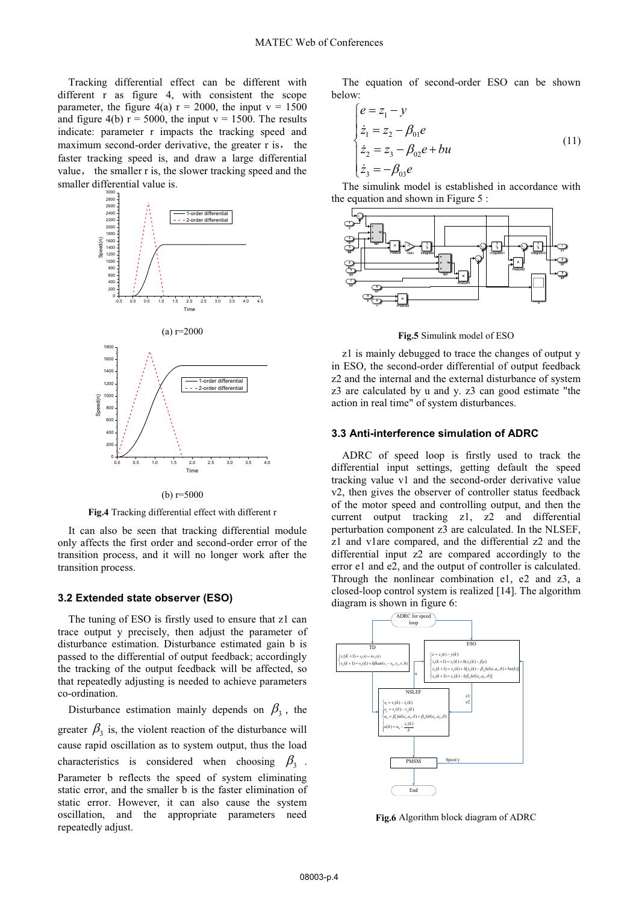Tracking differential effect can be different with different r as figure 4, with consistent the scope parameter, the figure 4(a) r = 2000, the input v = 1500 and figure 4(b) r = 5000, the input v = 1500. The results indicate: parameter r impacts the tracking speed and maximum second-order derivative, the greater r is， the faster tracking speed is, and draw a large differential value， the smaller r is, the slower tracking speed and the smaller differential value is.

(a) r=2000

(b) r=5000

**Fig.4** Tracking differential effect with different r

It can also be seen that tracking differential module only affects the first order and second-order error of the transition process, and it will no longer work after the transition process.

### 3.2 Extended state observer (ESO)

The tuning of ESO is firstly used to ensure that z1 can trace output y precisely, then adjust the parameter of disturbance estimation. Disturbance estimated gain b is passed to the differential of output feedback; accordingly the tracking of the output feedback will be affected, so that repeatedly adjusting is needed to achieve parameters co-ordination.

Disturbance estimation mainly depends on $\beta_3$, the greater $\beta_3$ is, the violent reaction of the disturbance will cause rapid oscillation as to system output, thus the load characteristics is considered when choosing $\beta_3$. Parameter b reflects the speed of system eliminating static error, and the smaller b is the faster elimination of static error. However, it can also cause the system oscillation, and the appropriate parameters need repeatedly adjust.

The equation of second-order ESO can be shown below:

$$\begin{cases} e = z_1 - y \\ \dot{z}_1 = z_2 - \beta_{01} e \\ \dot{z}_2 = z_3 - \beta_{02} e + bu \\ \dot{z}_3 = -\beta_{03} e \end{cases} \tag{11}$$

The simulink model is established in accordance with the equation and shown in Figure 5 :

**Fig.5** Simulink model of ESO

z1 is mainly debugged to trace the changes of output y in ESO, the second-order differential of output feedback z2 and the internal and the external disturbance of system z3 are calculated by u and y. z3 can good estimate "the action in real time" of system disturbances.

### 3.3 Anti-interference simulation of ADRC

ADRC of speed loop is firstly used to track the differential input settings, getting default the speed tracking value v1 and the second-order derivative value v2, then gives the observer of controller status feedback of the motor speed and controlling output, and then the current output tracking z1, z2 and differential perturbation component z3 are calculated. In the NLSEF, z1 and v1are compared, and the differential z2 and the differential input z2 are compared accordingly to the error e1 and e2, and the output of controller is calculated. Through the nonlinear combination e1, e2 and z3, a closed-loop control system is realized [14]. The algorithm diagram is shown in figure 6:

**Fig.6** Algorithm block diagram of ADRC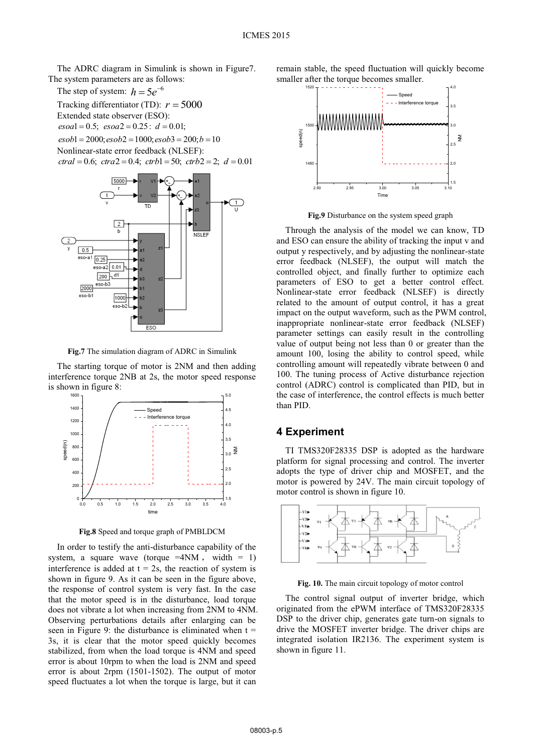The ADRC diagram in Simulink is shown in Figure7. The system parameters are as follows:

The step of system: $h = 5e^{-6}$

Tracking differentiator (TD): $r = 5000$

Extended state observer (ESO):

$esoa1 = 0.5$; $esoa2 = 0.25$: $d = 0.01$;

$esob1 = 2000; esob2 = 1000; esob3 = 200; b = 10$

Nonlinear-state error feedback (NLSEF):

$ctral = 0.6$; $ctra2 = 0.4$; $ctrb1 = 50$; $ctrb2 = 2$; $d = 0.01$

**Fig.7** The simulation diagram of ADRC in Simulink

The starting torque of motor is 2NM and then adding interference torque 2NB at 2s, the motor speed response is shown in figure 8:

**Fig.8** Speed and torque graph of PMBLDCM

In order to testify the anti-disturbance capability of the system, a square wave (torque =4NM , width = 1) interference is added at t = 2s, the reaction of system is shown in figure 9. As it can be seen in the figure above, the response of control system is very fast. In the case that the motor speed is in the disturbance, load torque does not vibrate a lot when increasing from 2NM to 4NM. Observing perturbations details after enlarging can be seen in Figure 9: the disturbance is eliminated when t = 3s, it is clear that the motor speed quickly becomes stabilized, from when the load torque is 4NM and speed error is about 10rpm to when the load is 2NM and speed error is about 2rpm (1501-1502). The output of motor speed fluctuates a lot when the torque is large, but it can remain stable, the speed fluctuation will quickly become smaller after the torque becomes smaller.

**Fig.9** Disturbance on the system speed graph

Through the analysis of the model we can know, TD and ESO can ensure the ability of tracking the input v and output y respectively, and by adjusting the nonlinear-state error feedback (NLSEF), the output will match the controlled object, and finally further to optimize each parameters of ESO to get a better control effect. Nonlinear-state error feedback (NLSEF) is directly related to the amount of output control, it has a great impact on the output waveform, such as the PWM control, inappropriate nonlinear-state error feedback (NLSEF) parameter settings can easily result in the controlling value of output being not less than 0 or greater than the amount 100, losing the ability to control speed, while controlling amount will repeatedly vibrate between 0 and 100. The tuning process of Active disturbance rejection control (ADRC) control is complicated than PID, but in the case of interference, the control effects is much better than PID.

## 4 Experiment

TI TMS320F28335 DSP is adopted as the hardware platform for signal processing and control. The inverter adopts the type of driver chip and MOSFET, and the motor is powered by 24V. The main circuit topology of motor control is shown in figure 10.

**Fig. 10.** The main circuit topology of motor control

The control signal output of inverter bridge, which originated from the ePWM interface of TMS320F28335 DSP to the driver chip, generates gate turn-on signals to drive the MOSFET inverter bridge. The driver chips are integrated isolation IR2136. The experiment system is shown in figure 11.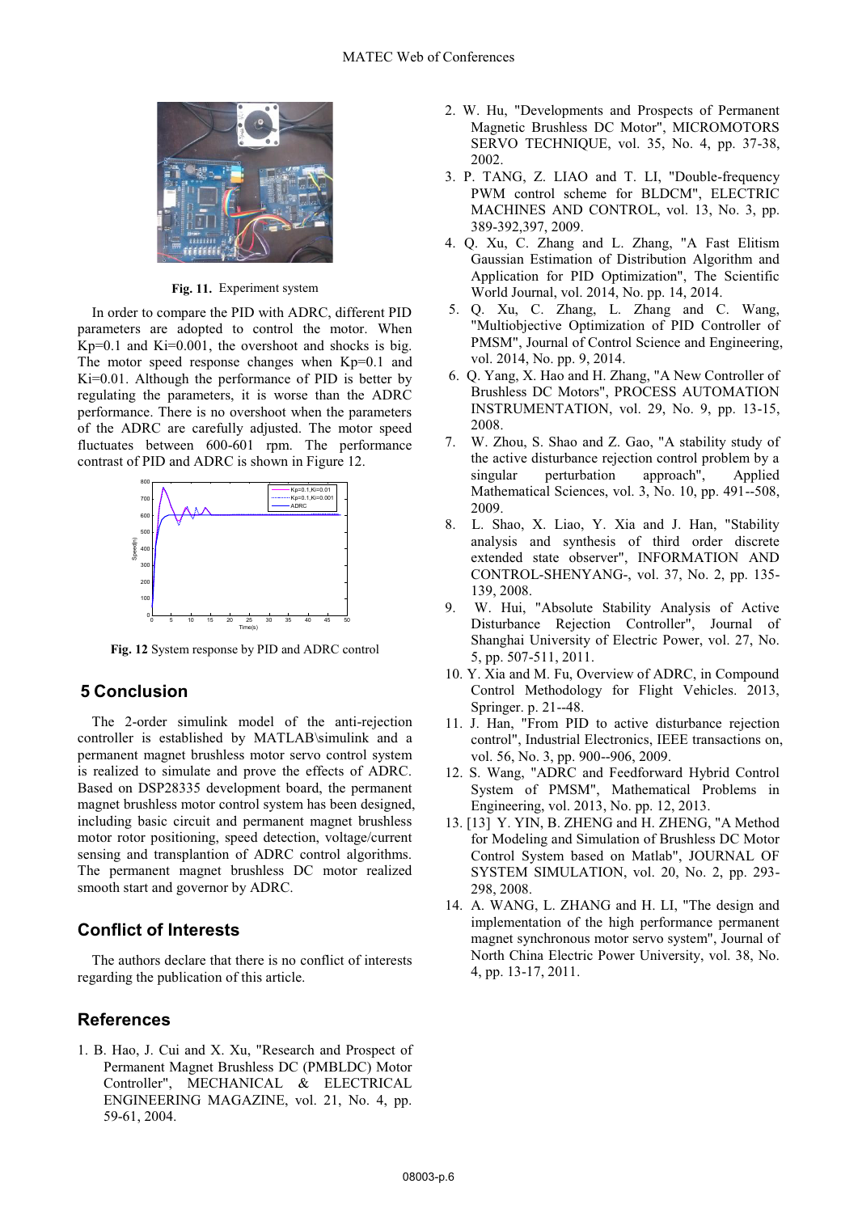Fig. 11. Experiment system

In order to compare the PID with ADRC, different PID parameters are adopted to control the motor. When Kp=0.1 and Ki=0.001, the overshoot and shocks is big. The motor speed response changes when Kp=0.1 and Ki=0.01. Although the performance of PID is better by regulating the parameters, it is worse than the ADRC performance. There is no overshoot when the parameters of the ADRC are carefully adjusted. The motor speed fluctuates between 600-601 rpm. The performance contrast of PID and ADRC is shown in Figure 12.

Kp=0.1,Ki=0.01
Kp=0.1,Ki=0.001
ADRC
Speed(r)
Time(s)
0
100
200
300
400
500
600
700
800
0 5 10 15 20 25 30 35 40 45 50

**Fig. 12** System response by PID and ADRC control

## 5 Conclusion

The 2-order simulink model of the anti-rejection controller is established by MATLAB\simulink and a permanent magnet brushless motor servo control system is realized to simulate and prove the effects of ADRC. Based on DSP28335 development board, the permanent magnet brushless motor control system has been designed, including basic circuit and permanent magnet brushless motor rotor positioning, speed detection, voltage/current sensing and transplantion of ADRC control algorithms. The permanent magnet brushless DC motor realized smooth start and governor by ADRC.

## Conflict of Interests

The authors declare that there is no conflict of interests regarding the publication of this article.

## References

1. B. Hao, J. Cui and X. Xu, "Research and Prospect of Permanent Magnet Brushless DC (PMBLDC) Motor Controller", MECHANICAL & ELECTRICAL ENGINEERING MAGAZINE, vol. 21, No. 4, pp. 59-61, 2004.
2. W. Hu, "Developments and Prospects of Permanent Magnetic Brushless DC Motor", MICROMOTORS SERVO TECHNIQUE, vol. 35, No. 4, pp. 37-38, 2002.
3. P. TANG, Z. LIAO and T. LI, "Double-frequency PWM control scheme for BLDCM", ELECTRIC MACHINES AND CONTROL, vol. 13, No. 3, pp. 389-392,397, 2009.
4. Q. Xu, C. Zhang and L. Zhang, "A Fast Elitism Gaussian Estimation of Distribution Algorithm and Application for PID Optimization", The Scientific World Journal, vol. 2014, No. pp. 14, 2014.
5. Q. Xu, C. Zhang, L. Zhang and C. Wang, "Multiobjective Optimization of PID Controller of PMSM", Journal of Control Science and Engineering, vol. 2014, No. pp. 9, 2014.
6. Q. Yang, X. Hao and H. Zhang, "A New Controller of Brushless DC Motors", PROCESS AUTOMATION INSTRUMENTATION, vol. 29, No. 9, pp. 13-15, 2008.
7. W. Zhou, S. Shao and Z. Gao, "A stability study of the active disturbance rejection control problem by a singular perturbation approach", Applied Mathematical Sciences, vol. 3, No. 10, pp. 491--508, 2009.
8. L. Shao, X. Liao, Y. Xia and J. Han, "Stability analysis and synthesis of third order discrete extended state observer", INFORMATION AND CONTROL-SHENYANG-, vol. 37, No. 2, pp. 135-139, 2008.
9. W. Hui, "Absolute Stability Analysis of Active Disturbance Rejection Controller", Journal of Shanghai University of Electric Power, vol. 27, No. 5, pp. 507-511, 2011.
10. Y. Xia and M. Fu, Overview of ADRC, in Compound Control Methodology for Flight Vehicles. 2013, Springer. p. 21--48.
11. J. Han, "From PID to active disturbance rejection control", Industrial Electronics, IEEE transactions on, vol. 56, No. 3, pp. 900--906, 2009.
12. S. Wang, "ADRC and Feedforward Hybrid Control System of PMSM", Mathematical Problems in Engineering, vol. 2013, No. pp. 12, 2013.
13. [13] Y. YIN, B. ZHENG and H. ZHENG, "A Method for Modeling and Simulation of Brushless DC Motor Control System based on Matlab", JOURNAL OF SYSTEM SIMULATION, vol. 20, No. 2, pp. 293-298, 2008.
14. A. WANG, L. ZHANG and H. LI, "The design and implementation of the high performance permanent magnet synchronous motor servo system", Journal of North China Electric Power University, vol. 38, No. 4, pp. 13-17, 2011.